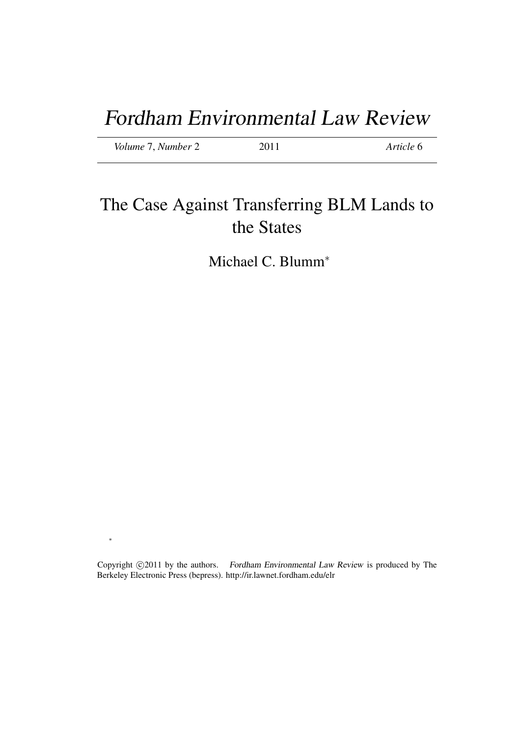# Fordham Environmental Law Review

*Volume* 7, *Number* 2 2011 *Article* 6

## The Case Against Transferring BLM Lands to the States

Michael C. Blumm*

*

Copyright ©2011 by the authors. *Fordham Environmental Law Review* is produced by The Berkeley Electronic Press (bepress). http://ir.lawnet.fordham.edu/elr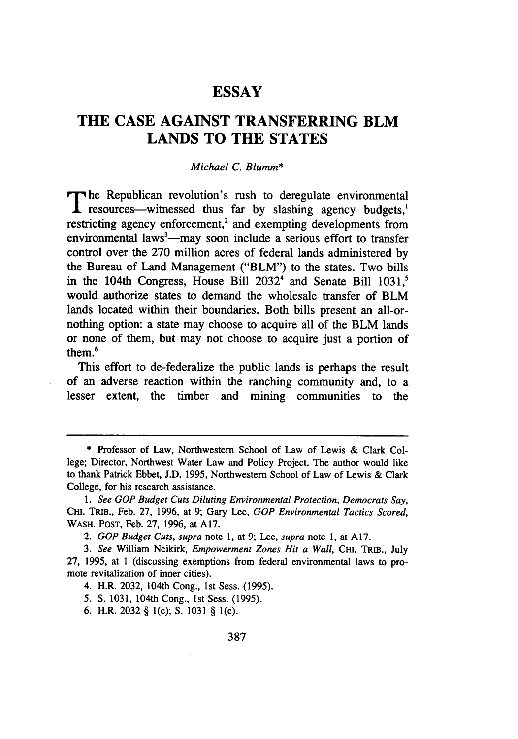# ESSAY

## THE CASE AGAINST TRANSFERRING BLM LANDS TO THE STATES

*Michael C. Blumm**

The Republican revolution's rush to deregulate environmental resources—witnessed thus far by slashing agency budgets,[1] restricting agency enforcement,[2] and exempting developments from environmental laws[3]—may soon include a serious effort to transfer control over the 270 million acres of federal lands administered by the Bureau of Land Management ("BLM") to the states. Two bills in the 104th Congress, House Bill 2032[4] and Senate Bill 1031,[5] would authorize states to demand the wholesale transfer of BLM lands located within their boundaries. Both bills present an all-or-nothing option: a state may choose to acquire all of the BLM lands or none of them, but may not choose to acquire just a portion of them.[6]

This effort to de-federalize the public lands is perhaps the result of an adverse reaction within the ranching community and, to a lesser extent, the timber and mining communities to the

---

\* Professor of Law, Northwestern School of Law of Lewis & Clark College; Director, Northwest Water Law and Policy Project. The author would like to thank Patrick Ebbet, J.D. 1995, Northwestern School of Law of Lewis & Clark College, for his research assistance.

1. *See GOP Budget Cuts Diluting Environmental Protection, Democrats Say*, CHI. TRIB., Feb. 27, 1996, at 9; Gary Lee, *GOP Environmental Tactics Scored*, WASH. POST, Feb. 27, 1996, at A17.

2. *GOP Budget Cuts*, *supra* note 1, at 9; Lee, *supra* note 1, at A17.

3. *See* William Neikirk, *Empowerment Zones Hit a Wall*, CHI. TRIB., July 27, 1995, at 1 (discussing exemptions from federal environmental laws to promote revitalization of inner cities).

4. H.R. 2032, 104th Cong., 1st Sess. (1995).

5. S. 1031, 104th Cong., 1st Sess. (1995).

6. H.R. 2032 § 1(c); S. 1031 § 1(c).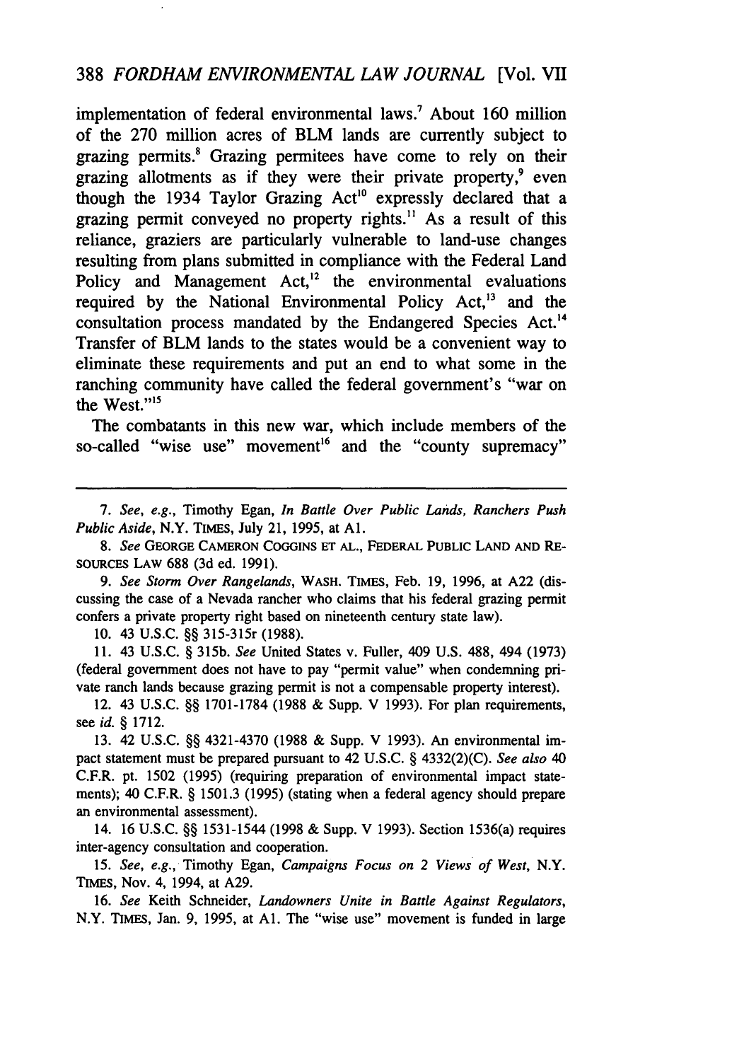implementation of federal environmental laws.[7] About 160 million of the 270 million acres of BLM lands are currently subject to grazing permits.[8] Grazing permitees have come to rely on their grazing allotments as if they were their private property,[9] even though the 1934 Taylor Grazing Act[10] expressly declared that a grazing permit conveyed no property rights.[11] As a result of this reliance, graziers are particularly vulnerable to land-use changes resulting from plans submitted in compliance with the Federal Land Policy and Management Act,[12] the environmental evaluations required by the National Environmental Policy Act,[13] and the consultation process mandated by the Endangered Species Act.[14] Transfer of BLM lands to the states would be a convenient way to eliminate these requirements and put an end to what some in the ranching community have called the federal government's "war on the West."[15]

The combatants in this new war, which include members of the so-called "wise use" movement[16] and the "county supremacy"

---

7. *See, e.g.*, Timothy Egan, *In Battle Over Public Lands, Ranchers Push Public Aside*, N.Y. TIMES, July 21, 1995, at A1.

8. *See* GEORGE CAMERON COGGINS ET AL., FEDERAL PUBLIC LAND AND RESOURCES LAW 688 (3d ed. 1991).

9. *See Storm Over Rangelands*, WASH. TIMES, Feb. 19, 1996, at A22 (discussing the case of a Nevada rancher who claims that his federal grazing permit confers a private property right based on nineteenth century state law).

10. 43 U.S.C. §§ 315-315r (1988).

11. 43 U.S.C. § 315b. *See* United States v. Fuller, 409 U.S. 488, 494 (1973) (federal government does not have to pay "permit value" when condemning private ranch lands because grazing permit is not a compensable property interest).

12. 43 U.S.C. §§ 1701-1784 (1988 & Supp. V 1993). For plan requirements, see *id.* § 1712.

13. 42 U.S.C. §§ 4321-4370 (1988 & Supp. V 1993). An environmental impact statement must be prepared pursuant to 42 U.S.C. § 4332(2)(C). *See also* 40 C.F.R. pt. 1502 (1995) (requiring preparation of environmental impact statements); 40 C.F.R. § 1501.3 (1995) (stating when a federal agency should prepare an environmental assessment).

14. 16 U.S.C. §§ 1531-1544 (1998 & Supp. V 1993). Section 1536(a) requires inter-agency consultation and cooperation.

15. *See, e.g.*, Timothy Egan, *Campaigns Focus on 2 Views of West*, N.Y. TIMES, Nov. 4, 1994, at A29.

16. *See* Keith Schneider, *Landowners Unite in Battle Against Regulators*, N.Y. TIMES, Jan. 9, 1995, at A1. The "wise use" movement is funded in large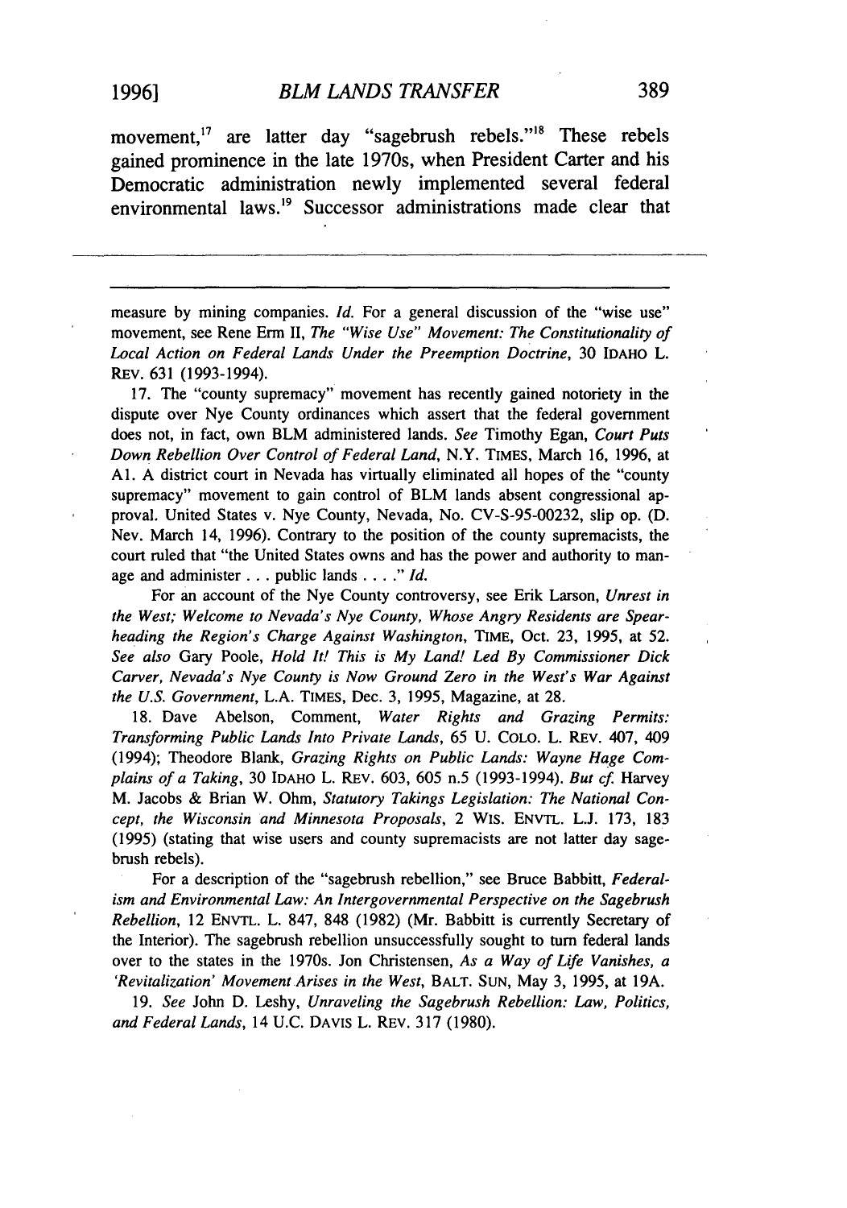movement,[17] are latter day "sagebrush rebels."[18] These rebels gained prominence in the late 1970s, when President Carter and his Democratic administration newly implemented several federal environmental laws.[19] Successor administrations made clear that

---

measure by mining companies. *Id.* For a general discussion of the "wise use" movement, see Rene Erm II, *The "Wise Use" Movement: The Constitutionality of Local Action on Federal Lands Under the Preemption Doctrine*, 30 IDAHO L. REV. 631 (1993-1994).

17. The "county supremacy" movement has recently gained notoriety in the dispute over Nye County ordinances which assert that the federal government does not, in fact, own BLM administered lands. *See* Timothy Egan, *Court Puts Down Rebellion Over Control of Federal Land*, N.Y. TIMES, March 16, 1996, at A1. A district court in Nevada has virtually eliminated all hopes of the "county supremacy" movement to gain control of BLM lands absent congressional approval. United States v. Nye County, Nevada, No. CV-S-95-00232, slip op. (D. Nev. March 14, 1996). Contrary to the position of the county supremacists, the court ruled that "the United States owns and has the power and authority to manage and administer . . . public lands . . . ." *Id.*

For an account of the Nye County controversy, see Erik Larson, *Unrest in the West; Welcome to Nevada's Nye County, Whose Angry Residents are Spearheading the Region's Charge Against Washington*, TIME, Oct. 23, 1995, at 52. *See also* Gary Poole, *Hold It! This is My Land! Led By Commissioner Dick Carver, Nevada's Nye County is Now Ground Zero in the West's War Against the U.S. Government*, L.A. TIMES, Dec. 3, 1995, Magazine, at 28.

18. Dave Abelson, Comment, *Water Rights and Grazing Permits: Transforming Public Lands Into Private Lands*, 65 U. COLO. L. REV. 407, 409 (1994); Theodore Blank, *Grazing Rights on Public Lands: Wayne Hage Complains of a Taking*, 30 IDAHO L. REV. 603, 605 n.5 (1993-1994). *But cf.* Harvey M. Jacobs & Brian W. Ohm, *Statutory Takings Legislation: The National Concept, the Wisconsin and Minnesota Proposals*, 2 WIS. ENVTL. L.J. 173, 183 (1995) (stating that wise users and county supremacists are not latter day sagebrush rebels).

For a description of the "sagebrush rebellion," see Bruce Babbitt, *Federalism and Environmental Law: An Intergovernmental Perspective on the Sagebrush Rebellion*, 12 ENVTL. L. 847, 848 (1982) (Mr. Babbitt is currently Secretary of the Interior). The sagebrush rebellion unsuccessfully sought to turn federal lands over to the states in the 1970s. Jon Christensen, *As a Way of Life Vanishes, a 'Revitalization' Movement Arises in the West*, BALT. SUN, May 3, 1995, at 19A.

19. *See* John D. Leshy, *Unraveling the Sagebrush Rebellion: Law, Politics, and Federal Lands*, 14 U.C. DAVIS L. REV. 317 (1980).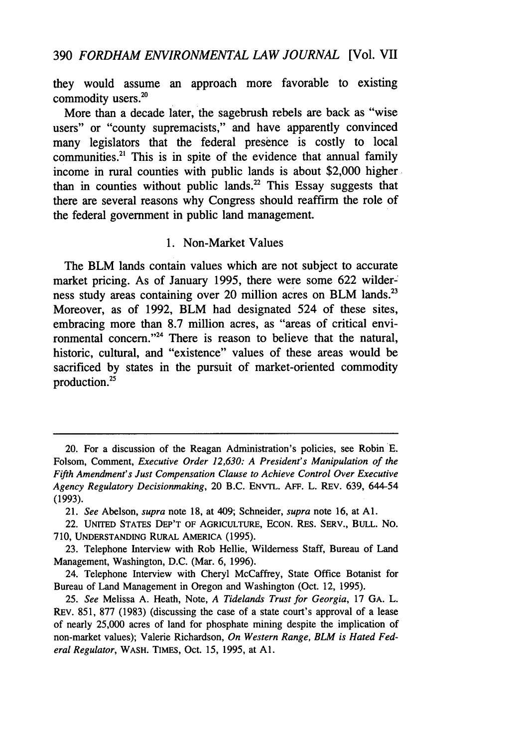they would assume an approach more favorable to existing commodity users.[20]

More than a decade later, the sagebrush rebels are back as "wise users" or "county supremacists," and have apparently convinced many legislators that the federal presence is costly to local communities.[21] This is in spite of the evidence that annual family income in rural counties with public lands is about $2,000 higher than in counties without public lands.[22] This Essay suggests that there are several reasons why Congress should reaffirm the role of the federal government in public land management.

### 1. Non-Market Values

The BLM lands contain values which are not subject to accurate market pricing. As of January 1995, there were some 622 wilderness study areas containing over 20 million acres on BLM lands.[23] Moreover, as of 1992, BLM had designated 524 of these sites, embracing more than 8.7 million acres, as "areas of critical environmental concern."[24] There is reason to believe that the natural, historic, cultural, and "existence" values of these areas would be sacrificed by states in the pursuit of market-oriented commodity production.[25]

---

20. For a discussion of the Reagan Administration's policies, see Robin E. Folsom, Comment, *Executive Order 12,630: A President's Manipulation of the Fifth Amendment's Just Compensation Clause to Achieve Control Over Executive Agency Regulatory Decisionmaking*, 20 B.C. ENVTL. AFF. L. REV. 639, 644-54 (1993).

21. *See* Abelson, *supra* note 18, at 409; Schneider, *supra* note 16, at A1.

22. UNITED STATES DEP'T OF AGRICULTURE, ECON. RES. SERV., BULL. NO. 710, UNDERSTANDING RURAL AMERICA (1995).

23. Telephone Interview with Rob Hellie, Wilderness Staff, Bureau of Land Management, Washington, D.C. (Mar. 6, 1996).

24. Telephone Interview with Cheryl McCaffrey, State Office Botanist for Bureau of Land Management in Oregon and Washington (Oct. 12, 1995).

25. *See* Melissa A. Heath, Note, *A Tidelands Trust for Georgia*, 17 GA. L. REV. 851, 877 (1983) (discussing the case of a state court's approval of a lease of nearly 25,000 acres of land for phosphate mining despite the implication of non-market values); Valerie Richardson, *On Western Range, BLM is Hated Federal Regulator*, WASH. TIMES, Oct. 15, 1995, at A1.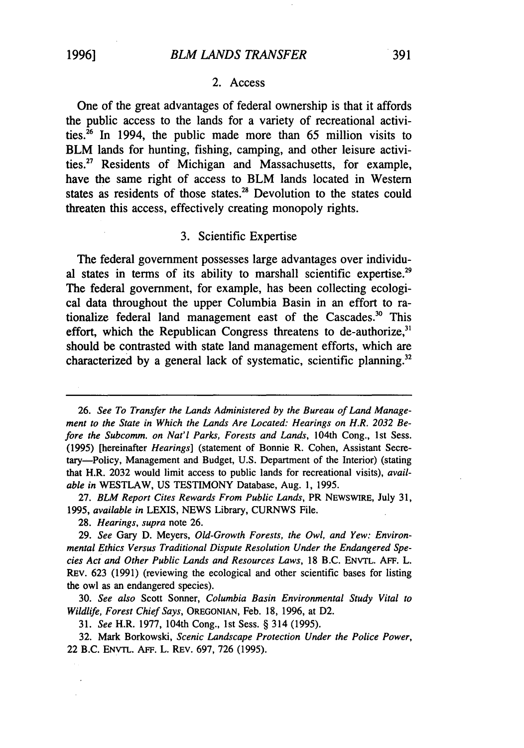### 2. Access

One of the great advantages of federal ownership is that it affords the public access to the lands for a variety of recreational activities.[26] In 1994, the public made more than 65 million visits to BLM lands for hunting, fishing, camping, and other leisure activities.[27] Residents of Michigan and Massachusetts, for example, have the same right of access to BLM lands located in Western states as residents of those states.[28] Devolution to the states could threaten this access, effectively creating monopoly rights.

### 3. Scientific Expertise

The federal government possesses large advantages over individual states in terms of its ability to marshall scientific expertise.[29] The federal government, for example, has been collecting ecological data throughout the upper Columbia Basin in an effort to rationalize federal land management east of the Cascades.[30] This effort, which the Republican Congress threatens to de-authorize,[31] should be contrasted with state land management efforts, which are characterized by a general lack of systematic, scientific planning.[32]

---

26. *See To Transfer the Lands Administered by the Bureau of Land Management to the State in Which the Lands Are Located: Hearings on H.R. 2032 Before the Subcomm. on Nat'l Parks, Forests and Lands*, 104th Cong., 1st Sess. (1995) [hereinafter *Hearings*] (statement of Bonnie R. Cohen, Assistant Secretary—Policy, Management and Budget, U.S. Department of the Interior) (stating that H.R. 2032 would limit access to public lands for recreational visits), *available in* WESTLAW, US TESTIMONY Database, Aug. 1, 1995.

27. *BLM Report Cites Rewards From Public Lands*, PR NEWSWIRE, July 31, 1995, *available in* LEXIS, NEWS Library, CURNWS File.

28. *Hearings*, *supra* note 26.

29. *See* Gary D. Meyers, *Old-Growth Forests, the Owl, and Yew: Environmental Ethics Versus Traditional Dispute Resolution Under the Endangered Species Act and Other Public Lands and Resources Laws*, 18 B.C. ENVTL. AFF. L. REV. 623 (1991) (reviewing the ecological and other scientific bases for listing the owl as an endangered species).

30. *See also* Scott Sonner, *Columbia Basin Environmental Study Vital to Wildlife, Forest Chief Says*, OREGONIAN, Feb. 18, 1996, at D2.

31. *See* H.R. 1977, 104th Cong., 1st Sess. § 314 (1995).

32. Mark Borkowski, *Scenic Landscape Protection Under the Police Power*, 22 B.C. ENVTL. AFF. L. REV. 697, 726 (1995).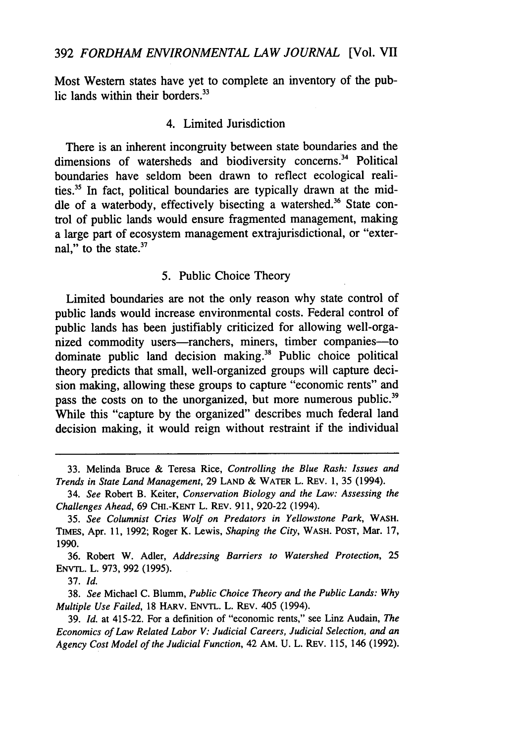Most Western states have yet to complete an inventory of the public lands within their borders.[33]

### 4. Limited Jurisdiction

There is an inherent incongruity between state boundaries and the dimensions of watersheds and biodiversity concerns.[34] Political boundaries have seldom been drawn to reflect ecological realities.[35] In fact, political boundaries are typically drawn at the middle of a waterbody, effectively bisecting a watershed.[36] State control of public lands would ensure fragmented management, making a large part of ecosystem management extrajurisdictional, or "external," to the state.[37]

### 5. Public Choice Theory

Limited boundaries are not the only reason why state control of public lands would increase environmental costs. Federal control of public lands has been justifiably criticized for allowing well-organized commodity users—ranchers, miners, timber companies—to dominate public land decision making.[38] Public choice political theory predicts that small, well-organized groups will capture decision making, allowing these groups to capture "economic rents" and pass the costs on to the unorganized, but more numerous public.[39] While this "capture by the organized" describes much federal land decision making, it would reign without restraint if the individual

---

33. Melinda Bruce & Teresa Rice, *Controlling the Blue Rash: Issues and Trends in State Land Management*, 29 LAND & WATER L. REV. 1, 35 (1994).

34. *See* Robert B. Keiter, *Conservation Biology and the Law: Assessing the Challenges Ahead*, 69 CHI.-KENT L. REV. 911, 920-22 (1994).

35. *See Columnist Cries Wolf on Predators in Yellowstone Park*, WASH. TIMES, Apr. 11, 1992; Roger K. Lewis, *Shaping the City*, WASH. POST, Mar. 17, 1990.

36. Robert W. Adler, *Addressing Barriers to Watershed Protection*, 25 ENVTL. L. 973, 992 (1995).

37. *Id.*

38. *See* Michael C. Blumm, *Public Choice Theory and the Public Lands: Why Multiple Use Failed*, 18 HARV. ENVTL. L. REV. 405 (1994).

39. *Id.* at 415-22. For a definition of "economic rents," see Linz Audain, *The Economics of Law Related Labor V: Judicial Careers, Judicial Selection, and an Agency Cost Model of the Judicial Function*, 42 AM. U. L. REV. 115, 146 (1992).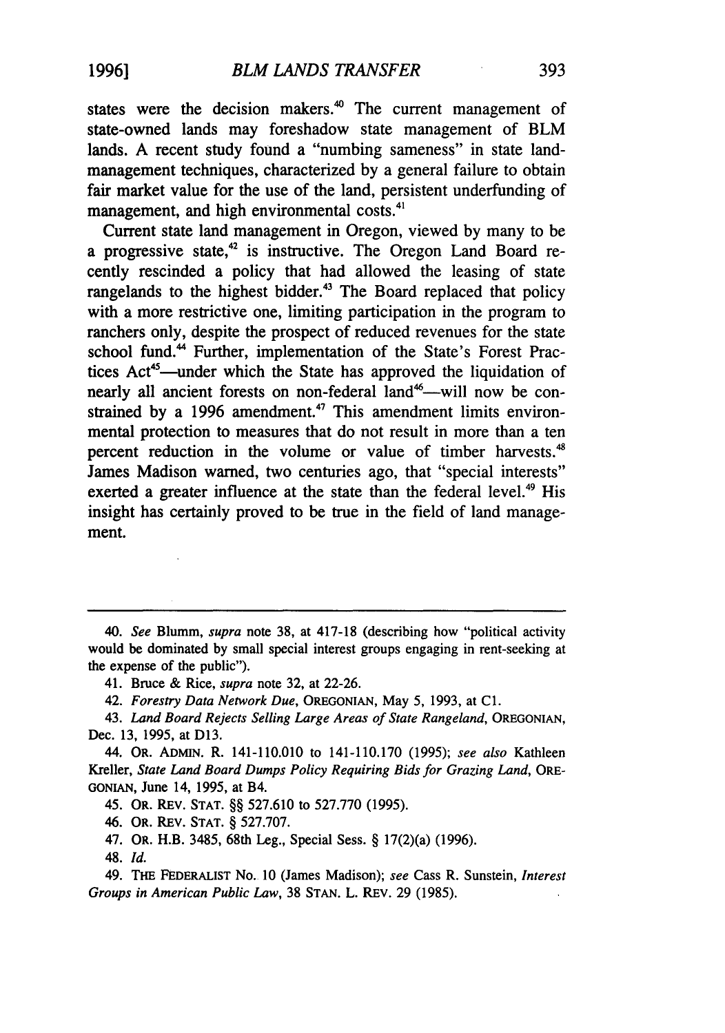states were the decision makers.[40] The current management of state-owned lands may foreshadow state management of BLM lands. A recent study found a "numbing sameness" in state land-management techniques, characterized by a general failure to obtain fair market value for the use of the land, persistent underfunding of management, and high environmental costs.[41]

Current state land management in Oregon, viewed by many to be a progressive state,[42] is instructive. The Oregon Land Board recently rescinded a policy that had allowed the leasing of state rangelands to the highest bidder.[43] The Board replaced that policy with a more restrictive one, limiting participation in the program to ranchers only, despite the prospect of reduced revenues for the state school fund.[44] Further, implementation of the State's Forest Practices Act[45]—under which the State has approved the liquidation of nearly all ancient forests on non-federal land[46]—will now be constrained by a 1996 amendment.[47] This amendment limits environmental protection to measures that do not result in more than a ten percent reduction in the volume or value of timber harvests.[48] James Madison warned, two centuries ago, that "special interests" exerted a greater influence at the state than the federal level.[49] His insight has certainly proved to be true in the field of land management.

---

40. *See* Blumm, *supra* note 38, at 417-18 (describing how "political activity would be dominated by small special interest groups engaging in rent-seeking at the expense of the public").

41. Bruce & Rice, *supra* note 32, at 22-26.

42. *Forestry Data Network Due*, OREGONIAN, May 5, 1993, at C1.

43. *Land Board Rejects Selling Large Areas of State Rangeland*, OREGONIAN, Dec. 13, 1995, at D13.

44. OR. ADMIN. R. 141-110.010 to 141-110.170 (1995); *see also* Kathleen Kreller, *State Land Board Dumps Policy Requiring Bids for Grazing Land*, OREGONIAN, June 14, 1995, at B4.

45. OR. REV. STAT. §§ 527.610 to 527.770 (1995).

46. OR. REV. STAT. § 527.707.

47. OR. H.B. 3485, 68th Leg., Special Sess. § 17(2)(a) (1996).

48. *Id.*

49. THE FEDERALIST No. 10 (James Madison); *see* Cass R. Sunstein, *Interest Groups in American Public Law*, 38 STAN. L. REV. 29 (1985).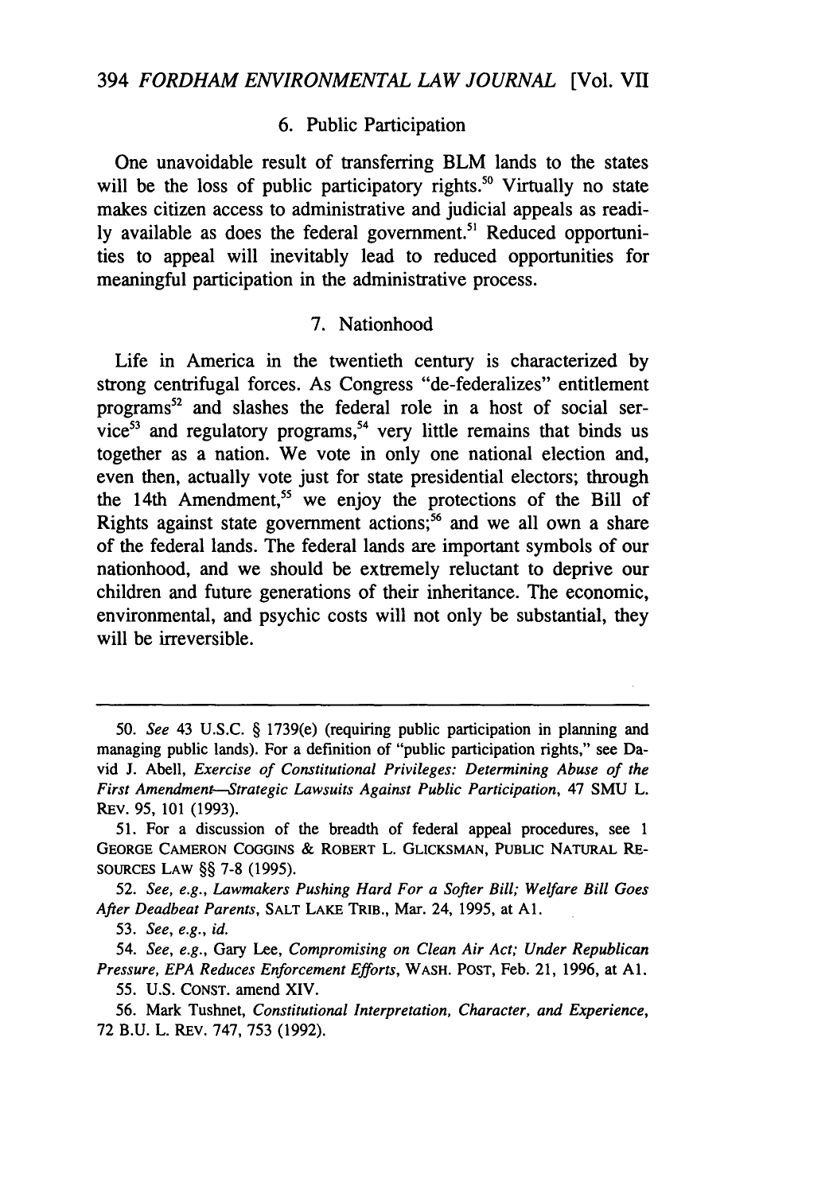### 6. Public Participation

One unavoidable result of transferring BLM lands to the states will be the loss of public participatory rights.[50] Virtually no state makes citizen access to administrative and judicial appeals as readily available as does the federal government.[51] Reduced opportunities to appeal will inevitably lead to reduced opportunities for meaningful participation in the administrative process.

### 7. Nationhood

Life in America in the twentieth century is characterized by strong centrifugal forces. As Congress "de-federalizes" entitlement programs[52] and slashes the federal role in a host of social service[53] and regulatory programs,[54] very little remains that binds us together as a nation. We vote in only one national election and, even then, actually vote just for state presidential electors; through the 14th Amendment,[55] we enjoy the protections of the Bill of Rights against state government actions;[56] and we all own a share of the federal lands. The federal lands are important symbols of our nationhood, and we should be extremely reluctant to deprive our children and future generations of their inheritance. The economic, environmental, and psychic costs will not only be substantial, they will be irreversible.

---

50. *See* 43 U.S.C. § 1739(e) (requiring public participation in planning and managing public lands). For a definition of "public participation rights," see David J. Abell, *Exercise of Constitutional Privileges: Determining Abuse of the First Amendment—Strategic Lawsuits Against Public Participation*, 47 SMU L. REV. 95, 101 (1993).

51. For a discussion of the breadth of federal appeal procedures, see 1 GEORGE CAMERON COGGINS & ROBERT L. GLICKSMAN, PUBLIC NATURAL RESOURCES LAW §§ 7-8 (1995).

52. *See, e.g.*, *Lawmakers Pushing Hard For a Softer Bill; Welfare Bill Goes After Deadbeat Parents*, SALT LAKE TRIB., Mar. 24, 1995, at A1.

53. *See, e.g.*, *id.*

54. *See, e.g.*, Gary Lee, *Compromising on Clean Air Act; Under Republican Pressure, EPA Reduces Enforcement Efforts*, WASH. POST, Feb. 21, 1996, at A1.

55. U.S. CONST. amend XIV.

56. Mark Tushnet, *Constitutional Interpretation, Character, and Experience*, 72 B.U. L. REV. 747, 753 (1992).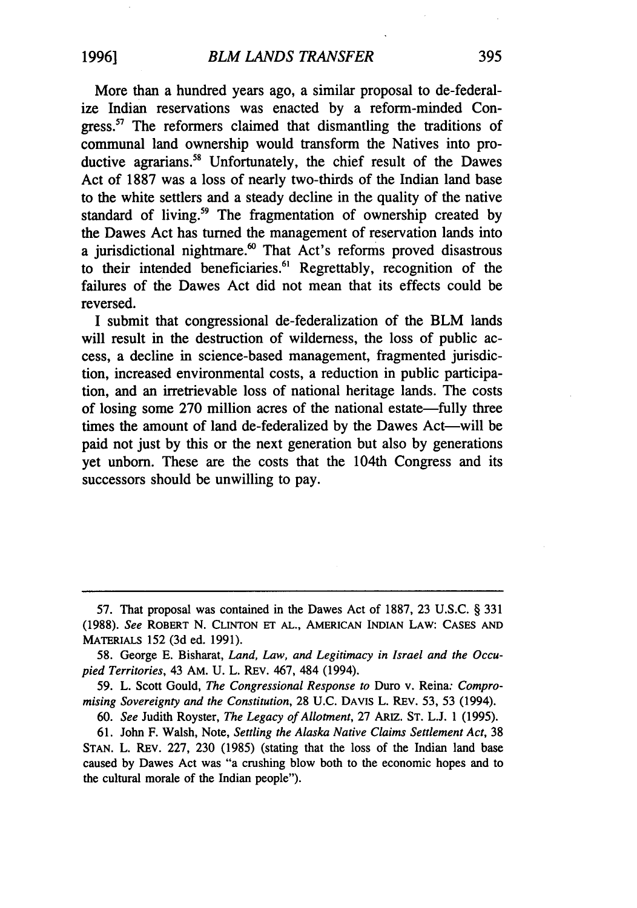More than a hundred years ago, a similar proposal to de-federalize Indian reservations was enacted by a reform-minded Congress.[57] The reformers claimed that dismantling the traditions of communal land ownership would transform the Natives into productive agrarians.[58] Unfortunately, the chief result of the Dawes Act of 1887 was a loss of nearly two-thirds of the Indian land base to the white settlers and a steady decline in the quality of the native standard of living.[59] The fragmentation of ownership created by the Dawes Act has turned the management of reservation lands into a jurisdictional nightmare.[60] That Act's reforms proved disastrous to their intended beneficiaries.[61] Regrettably, recognition of the failures of the Dawes Act did not mean that its effects could be reversed.

I submit that congressional de-federalization of the BLM lands will result in the destruction of wilderness, the loss of public access, a decline in science-based management, fragmented jurisdiction, increased environmental costs, a reduction in public participation, and an irretrievable loss of national heritage lands. The costs of losing some 270 million acres of the national estate—fully three times the amount of land de-federalized by the Dawes Act—will be paid not just by this or the next generation but also by generations yet unborn. These are the costs that the 104th Congress and its successors should be unwilling to pay.

---

57. That proposal was contained in the Dawes Act of 1887, 23 U.S.C. § 331 (1988). *See* ROBERT N. CLINTON ET AL., AMERICAN INDIAN LAW: CASES AND MATERIALS 152 (3d ed. 1991).

58. George E. Bisharat, *Land, Law, and Legitimacy in Israel and the Occupied Territories*, 43 AM. U. L. REV. 467, 484 (1994).

59. L. Scott Gould, *The Congressional Response to* Duro v. Reina*: Compromising Sovereignty and the Constitution*, 28 U.C. DAVIS L. REV. 53, 53 (1994).

60. *See* Judith Royster, *The Legacy of Allotment*, 27 ARIZ. ST. L.J. 1 (1995).

61. John F. Walsh, Note, *Settling the Alaska Native Claims Settlement Act*, 38 STAN. L. REV. 227, 230 (1985) (stating that the loss of the Indian land base caused by Dawes Act was "a crushing blow both to the economic hopes and to the cultural morale of the Indian people").